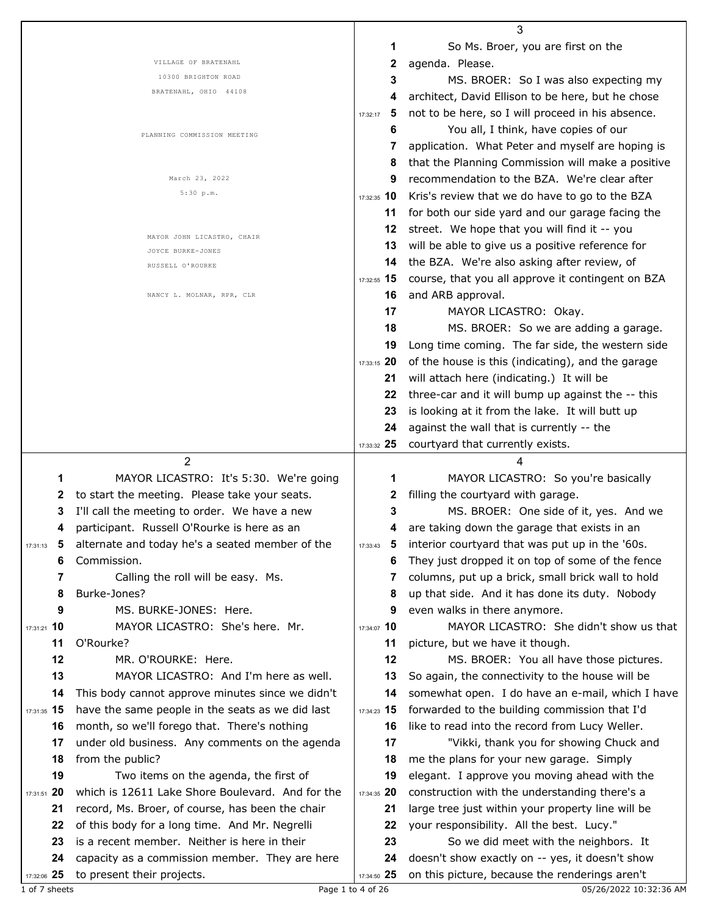VILLAGE OF BRATENAHL
10300 BRIGHTON ROAD
BRATENAHL, OHIO 44108

PLANNING COMMISSION MEETING

March 23, 2022
5:30 p.m.

MAYOR JOHN LICASTRO, CHAIR
JOYCE BURKE-JONES
RUSSELL O'ROURKE

NANCY L. MOLNAR, RPR, CLR

---

MAYOR LICASTRO: It's 5:30. We're going to start the meeting. Please take your seats. I'll call the meeting to order. We have a new participant. Russell O'Rourke is here as an alternate and today he's a seated member of the Commission.

Calling the roll will be easy. Ms. Burke-Jones?

MS. BURKE-JONES: Here.

MAYOR LICASTRO: She's here. Mr. O'Rourke?

MR. O'ROURKE: Here.

MAYOR LICASTRO: And I'm here as well. This body cannot approve minutes since we didn't have the same people in the seats as we did last month, so we'll forego that. There's nothing under old business. Any comments on the agenda from the public?

Two items on the agenda, the first of which is 12611 Lake Shore Boulevard. And for the record, Ms. Broer, of course, has been the chair of this body for a long time. And Mr. Negrelli is a recent member. Neither is here in their capacity as a commission member. They are here to present their projects.

So Ms. Broer, you are first on the agenda. Please.

MS. BROER: So I was also expecting my architect, David Ellison to be here, but he chose not to be here, so I will proceed in his absence.

You all, I think, have copies of our application. What Peter and myself are hoping is that the Planning Commission will make a positive recommendation to the BZA. We're clear after Kris's review that we do have to go to the BZA for both our side yard and our garage facing the street. We hope that you will find it -- you will be able to give us a positive reference for the BZA. We're also asking after review, of course, that you all approve it contingent on BZA and ARB approval.

MAYOR LICASTRO: Okay.

MS. BROER: So we are adding a garage. Long time coming. The far side, the western side of the house is this (indicating), and the garage will attach here (indicating.) It will be three-car and it will bump up against the -- this is looking at it from the lake. It will butt up against the wall that is currently -- the courtyard that currently exists.

MAYOR LICASTRO: So you're basically filling the courtyard with garage.

MS. BROER: One side of it, yes. And we are taking down the garage that exists in an interior courtyard that was put up in the '60s. They just dropped it on top of some of the fence columns, put up a brick, small brick wall to hold up that side. And it has done its duty. Nobody even walks in there anymore.

MAYOR LICASTRO: She didn't show us that picture, but we have it though.

MS. BROER: You all have those pictures. So again, the connectivity to the house will be somewhat open. I do have an e-mail, which I have forwarded to the building commission that I'd like to read into the record from Lucy Weller.

"Vikki, thank you for showing Chuck and me the plans for your new garage. Simply elegant. I approve you moving ahead with the construction with the understanding there's a large tree just within your property line will be your responsibility. All the best. Lucy."

So we did meet with the neighbors. It doesn't show exactly on -- yes, it doesn't show on this picture, because the renderings aren't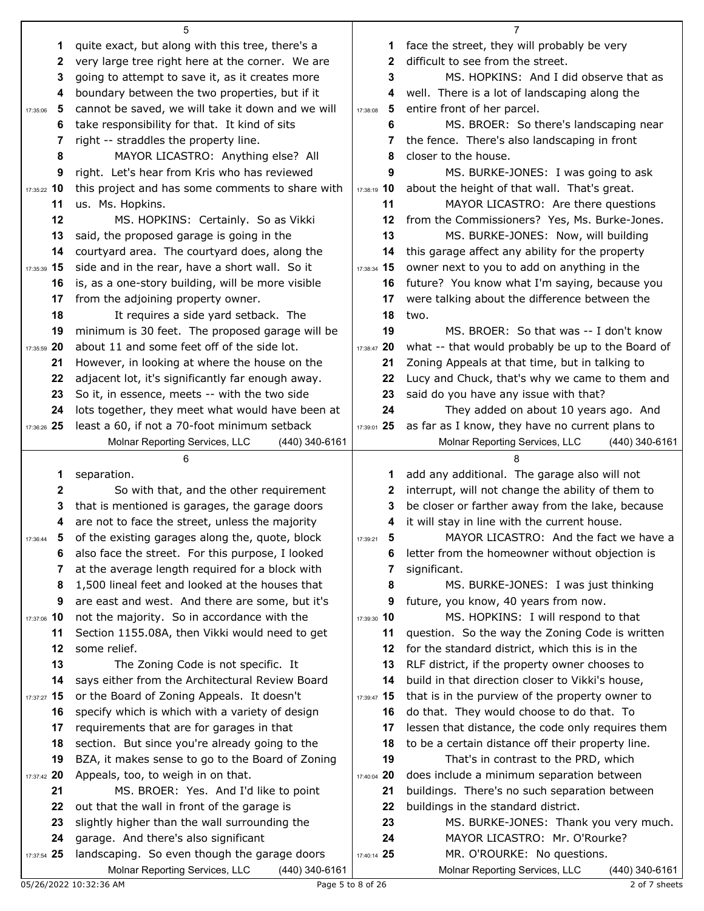quite exact, but along with this tree, there's a very large tree right here at the corner. We are going to attempt to save it, as it creates more boundary between the two properties, but if it cannot be saved, we will take it down and we will take responsibility for that. It kind of sits right -- straddles the property line.

MAYOR LICASTRO: Anything else? All right. Let's hear from Kris who has reviewed this project and has some comments to share with us. Ms. Hopkins.

MS. HOPKINS: Certainly. So as Vikki said, the proposed garage is going in the courtyard area. The courtyard does, along the side and in the rear, have a short wall. So it is, as a one-story building, will be more visible from the adjoining property owner.

It requires a side yard setback. The minimum is 30 feet. The proposed garage will be about 11 and some feet off of the side lot. However, in looking at where the house on the adjacent lot, it's significantly far enough away. So it, in essence, meets -- with the two side lots together, they meet what would have been at least a 60, if not a 70-foot minimum setback separation.

So with that, and the other requirement that is mentioned is garages, the garage doors are not to face the street, unless the majority of the existing garages along the, quote, block also face the street. For this purpose, I looked at the average length required for a block with 1,500 lineal feet and looked at the houses that are east and west. And there are some, but it's not the majority. So in accordance with the Section 1155.08A, then Vikki would need to get some relief.

The Zoning Code is not specific. It says either from the Architectural Review Board or the Board of Zoning Appeals. It doesn't specify which is which with a variety of design requirements that are for garages in that section. But since you're already going to the BZA, it makes sense to go to the Board of Zoning Appeals, too, to weigh in on that.

MS. BROER: Yes. And I'd like to point out that the wall in front of the garage is slightly higher than the wall surrounding the garage. And there's also significant landscaping. So even though the garage doors face the street, they will probably be very difficult to see from the street.

MS. HOPKINS: And I did observe that as well. There is a lot of landscaping along the entire front of her parcel.

MS. BROER: So there's landscaping near the fence. There's also landscaping in front closer to the house.

MS. BURKE-JONES: I was going to ask about the height of that wall. That's great.

MAYOR LICASTRO: Are there questions from the Commissioners? Yes, Ms. Burke-Jones.

MS. BURKE-JONES: Now, will building this garage affect any ability for the property owner next to you to add on anything in the future? You know what I'm saying, because you were talking about the difference between the two.

MS. BROER: So that was -- I don't know what -- that would probably be up to the Board of Zoning Appeals at that time, but in talking to Lucy and Chuck, that's why we came to them and said do you have any issue with that?

They added on about 10 years ago. And as far as I know, they have no current plans to add any additional. The garage also will not interrupt, will not change the ability of them to be closer or farther away from the lake, because it will stay in line with the current house.

MAYOR LICASTRO: And the fact we have a letter from the homeowner without objection is significant.

MS. BURKE-JONES: I was just thinking future, you know, 40 years from now.

MS. HOPKINS: I will respond to that question. So the way the Zoning Code is written for the standard district, which this is in the RLF district, if the property owner chooses to build in that direction closer to Vikki's house, that is in the purview of the property owner to do that. They would choose to do that. To lessen that distance, the code only requires them to be a certain distance off their property line.

That's in contrast to the PRD, which does include a minimum separation between buildings. There's no such separation between buildings in the standard district.

MS. BURKE-JONES: Thank you very much.

MAYOR LICASTRO: Mr. O'Rourke?

MR. O'ROURKE: No questions.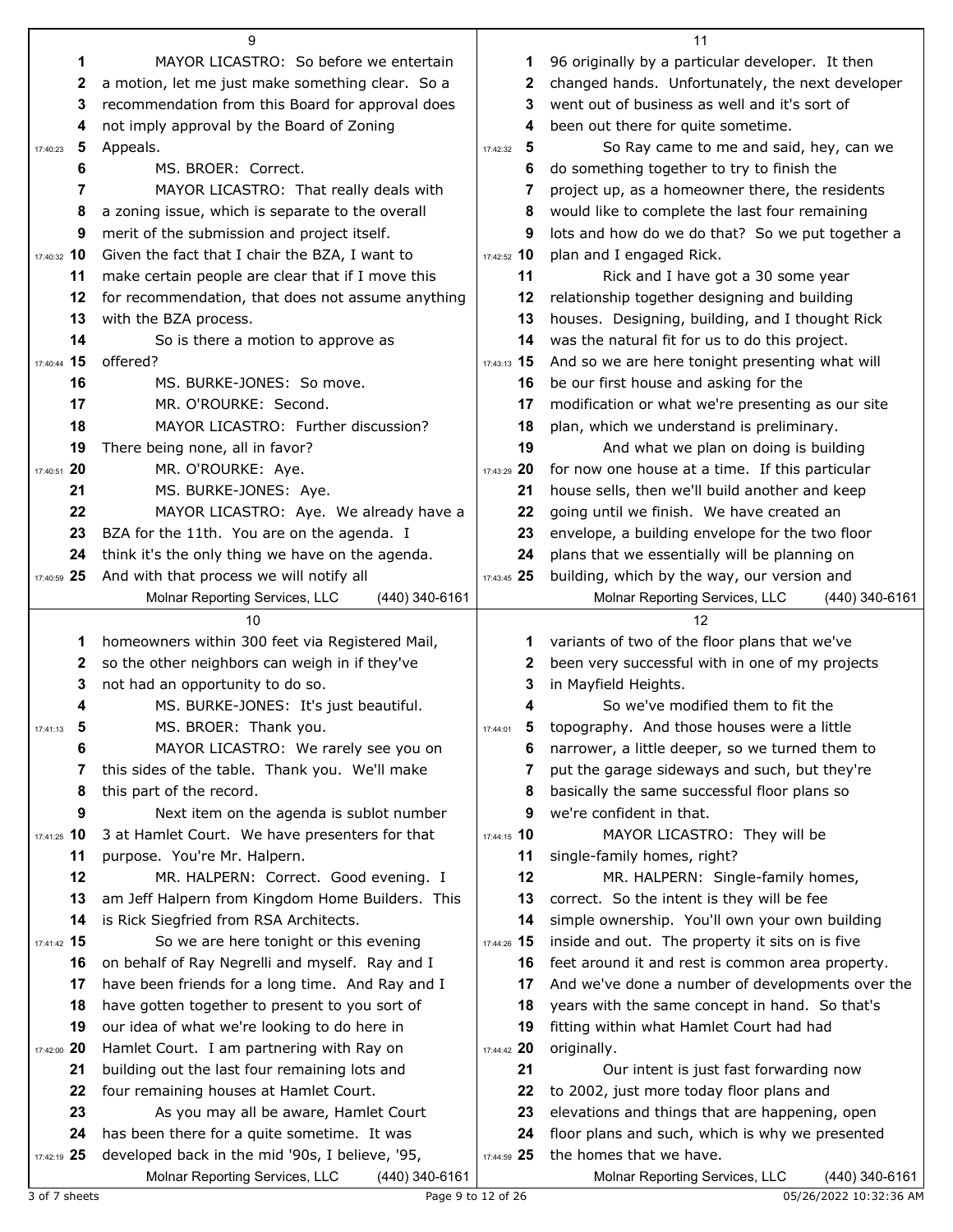MAYOR LICASTRO: So before we entertain a motion, let me just make something clear. So a recommendation from this Board for approval does not imply approval by the Board of Zoning Appeals.

MS. BROER: Correct.

MAYOR LICASTRO: That really deals with a zoning issue, which is separate to the overall merit of the submission and project itself. Given the fact that I chair the BZA, I want to make certain people are clear that if I move this for recommendation, that does not assume anything with the BZA process.

So is there a motion to approve as offered?

MS. BURKE-JONES: So move.

MR. O'ROURKE: Second.

MAYOR LICASTRO: Further discussion? There being none, all in favor?

MR. O'ROURKE: Aye.

MS. BURKE-JONES: Aye.

MAYOR LICASTRO: Aye. We already have a BZA for the 11th. You are on the agenda. I think it's the only thing we have on the agenda. And with that process we will notify all homeowners within 300 feet via Registered Mail, so the other neighbors can weigh in if they've not had an opportunity to do so.

MS. BURKE-JONES: It's just beautiful.

MS. BROER: Thank you.

MAYOR LICASTRO: We rarely see you on this sides of the table. Thank you. We'll make this part of the record.

Next item on the agenda is sublot number 3 at Hamlet Court. We have presenters for that purpose. You're Mr. Halpern.

MR. HALPERN: Correct. Good evening. I am Jeff Halpern from Kingdom Home Builders. This is Rick Siegfried from RSA Architects.

So we are here tonight or this evening on behalf of Ray Negrelli and myself. Ray and I have been friends for a long time. And Ray and I have gotten together to present to you sort of our idea of what we're looking to do here in Hamlet Court. I am partnering with Ray on building out the last four remaining lots and four remaining houses at Hamlet Court.

As you may all be aware, Hamlet Court has been there for a quite sometime. It was developed back in the mid '90s, I believe, '95, 96 originally by a particular developer. It then changed hands. Unfortunately, the next developer went out of business as well and it's sort of been out there for quite sometime.

So Ray came to me and said, hey, can we do something together to try to finish the project, up, as a homeowner there, the residents would like to complete the last four remaining lots and how do we do that? So we put together a plan and I engaged Rick.

Rick and I have got a 30 some year relationship together designing and building houses. Designing, building, and I thought Rick was the natural fit for us to do this project. And so we are here tonight presenting what will be our first house and asking for the modification or what we're presenting as our site plan, which we understand is preliminary.

And what we plan on doing is building for now one house at a time. If this particular house sells, then we'll build another and keep going until we finish. We have created an envelope, a building envelope for the two floor plans that we essentially will be planning on building, which by the way, our version and variants of two of the floor plans that we've been very successful with in one of my projects in Mayfield Heights.

So we've modified them to fit the topography. And those houses were a little narrower, a little deeper, so we turned them to put the garage sideways and such, but they're basically the same successful floor plans so we're confident in that.

MAYOR LICASTRO: They will be single-family homes, right?

MR. HALPERN: Single-family homes, correct. So the intent is they will be fee simple ownership. You'll own your own building inside and out. The property it sits on is five feet around it and rest is common area property. And we've done a number of developments over the years with the same concept in hand. So that's fitting within what Hamlet Court had had originally.

Our intent is just fast forwarding now to 2002, just more today floor plans and elevations and things that are happening, open floor plans and such, which is why we presented the homes that we have.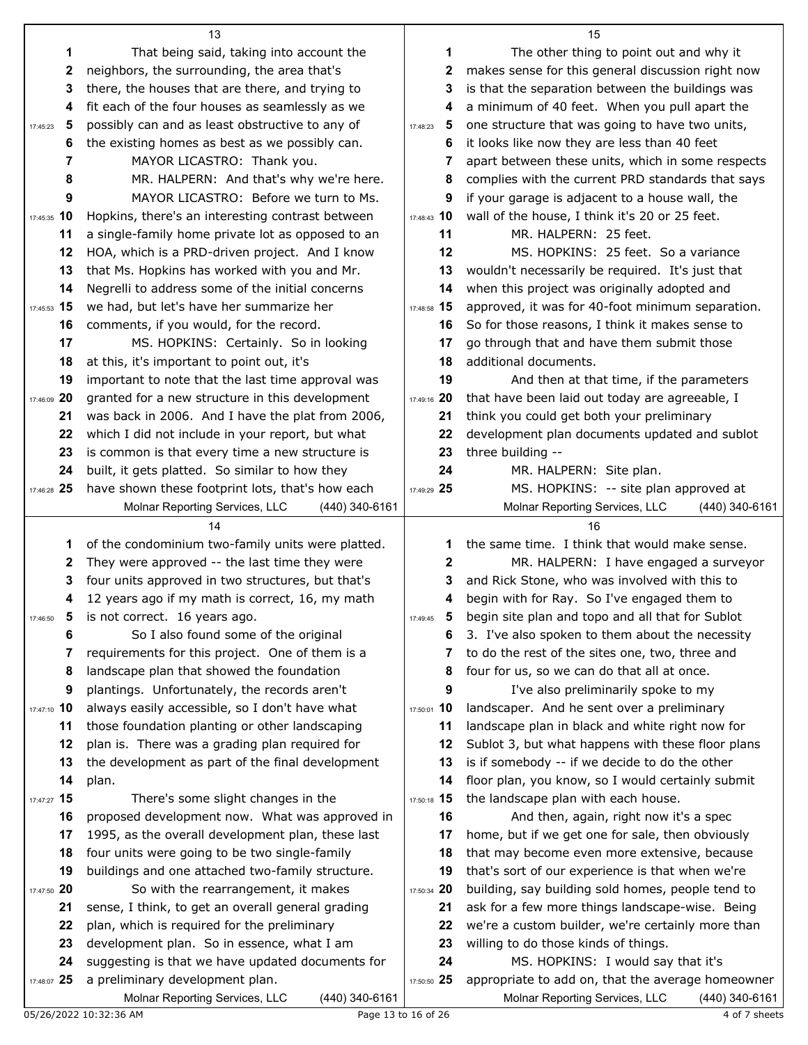13

1 That being said, taking into account the
2 neighbors, the surrounding, the area that's
3 there, the houses that are there, and trying to
4 fit each of the four houses as seamlessly as we
17:45:23 5 possibly can and as least obstructive to any of
6 the existing homes as best as we possibly can.
7 MAYOR LICASTRO: Thank you.
8 MR. HALPERN: And that's why we're here.
9 MAYOR LICASTRO: Before we turn to Ms.
17:45:35 10 Hopkins, there's an interesting contrast between
11 a single-family home private lot as opposed to an
12 HOA, which is a PRD-driven project. And I know
13 that Ms. Hopkins has worked with you and Mr.
14 Negrelli to address some of the initial concerns
17:45:53 15 we had, but let's have her summarize her
16 comments, if you would, for the record.
17 MS. HOPKINS: Certainly. So in looking
18 at this, it's important to point out, it's
19 important to note that the last time approval was
17:46:09 20 granted for a new structure in this development
21 was back in 2006. And I have the plat from 2006,
22 which I did not include in your report, but what
23 is common is that every time a new structure is
24 built, it gets platted. So similar to how they
17:46:28 25 have shown these footprint lots, that's how each

14

1 of the condominium two-family units were platted.
2 They were approved -- the last time they were
3 four units approved in two structures, but that's
4 12 years ago if my math is correct, 16, my math
17:46:50 5 is not correct. 16 years ago.
6 So I also found some of the original
7 requirements for this project. One of them is a
8 landscape plan that showed the foundation
9 plantings. Unfortunately, the records aren't
17:47:10 10 always easily accessible, so I don't have what
11 those foundation planting or other landscaping
12 plan is. There was a grading plan required for
13 the development as part of the final development
14 plan.
17:47:27 15 There's some slight changes in the
16 proposed development now. What was approved in
17 1995, as the overall development plan, these last
18 four units were going to be two single-family
19 buildings and one attached two-family structure.
17:47:50 20 So with the rearrangement, it makes
21 sense, I think, to get an overall general grading
22 plan, which is required for the preliminary
23 development plan. So in essence, what I am
24 suggesting is that we have updated documents for
17:48:07 25 a preliminary development plan.

15

1 The other thing to point out and why it
2 makes sense for this general discussion right now
3 is that the separation between the buildings was
4 a minimum of 40 feet. When you pull apart the
17:48:23 5 one structure that was going to have two units,
6 it looks like now they are less than 40 feet
7 apart between these units, which in some respects
8 complies with the current PRD standards that says
9 if your garage is adjacent to a house wall, the
17:48:43 10 wall of the house, I think it's 20 or 25 feet.
11 MR. HALPERN: 25 feet.
12 MS. HOPKINS: 25 feet. So a variance
13 wouldn't necessarily be required. It's just that
14 when this project was originally adopted and
17:48:58 15 approved, it was for 40-foot minimum separation.
16 So for those reasons, I think it makes sense to
17 go through that and have them submit those
18 additional documents.
19 And then at that time, if the parameters
17:49:16 20 that have been laid out today are agreeable, I
21 think you could get both your preliminary
22 development plan documents updated and sublot
23 three building --
24 MR. HALPERN: Site plan.
17:49:29 25 MS. HOPKINS: -- site plan approved at

16

1 the same time. I think that would make sense.
2 MR. HALPERN: I have engaged a surveyor
3 and Rick Stone, who was involved with this to
4 begin with for Ray. So I've engaged them to
17:49:45 5 begin site plan and topo and all that for Sublot
6 3. I've also spoken to them about the necessity
7 to do the rest of the sites one, two, three and
8 four for us, so we can do that all at once.
9 I've also preliminarily spoke to my
17:50:01 10 landscaper. And he sent over a preliminary
11 landscape plan in black and white right now for
12 Sublot 3, but what happens with these floor plans
13 is if somebody -- if we decide to do the other
14 floor plan, you know, so I would certainly submit
17:50:18 15 the landscape plan with each house.
16 And then, again, right now it's a spec
17 home, but if we get one for sale, then obviously
18 that may become even more extensive, because
19 that's sort of our experience is that when we're
17:50:34 20 building, say building sold homes, people tend to
21 ask for a few more things landscape-wise. Being
22 we're a custom builder, we're certainly more than
23 willing to do those kinds of things.
24 MS. HOPKINS: I would say that it's
17:50:50 25 appropriate to add on, that the average homeowner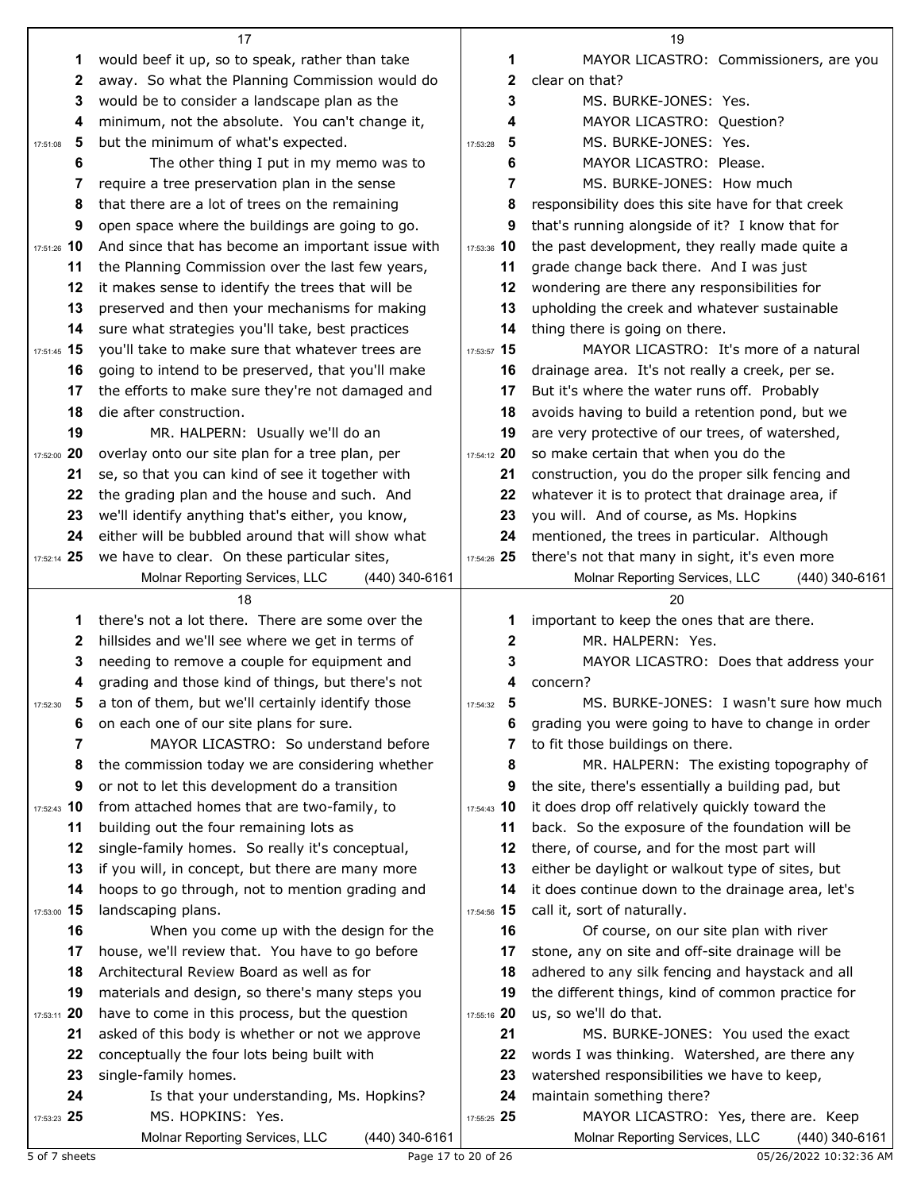would beef it up, so to speak, rather than take away. So what the Planning Commission would do would be to consider a landscape plan as the minimum, not the absolute. You can't change it, but the minimum of what's expected.

The other thing I put in my memo was to require a tree preservation plan in the sense that there are a lot of trees on the remaining open space where the buildings are going to go. And since that has become an important issue with the Planning Commission over the last few years, it makes sense to identify the trees that will be preserved and then your mechanisms for making sure what strategies you'll take, best practices you'll take to make sure that whatever trees are going to intend to be preserved, that you'll make the efforts to make sure they're not damaged and die after construction.

MR. HALPERN: Usually we'll do an overlay onto our site plan for a tree plan, per se, so that you can kind of see it together with the grading plan and the house and such. And we'll identify anything that's either, you know, either will be bubbled around that will show what we have to clear. On these particular sites, there's not a lot there. There are some over the hillsides and we'll see where we get in terms of needing to remove a couple for equipment and grading and those kind of things, but there's not a ton of them, but we'll certainly identify those on each one of our site plans for sure.

MAYOR LICASTRO: So understand before the commission today we are considering whether or not to let this development do a transition from attached homes that are two-family, to building out the four remaining lots as single-family homes. So really it's conceptual, if you will, in concept, but there are many more hoops to go through, not to mention grading and landscaping plans.

When you come up with the design for the house, we'll review that. You have to go before Architectural Review Board as well as for materials and design, so there's many steps you have to come in this process, but the question asked of this body is whether or not we approve conceptually the four lots being built with single-family homes.

Is that your understanding, Ms. Hopkins?

MS. HOPKINS: Yes.

MAYOR LICASTRO: Commissioners, are you clear on that?

MS. BURKE-JONES: Yes.

MAYOR LICASTRO: Question?

MS. BURKE-JONES: Yes.

MAYOR LICASTRO: Please.

MS. BURKE-JONES: How much responsibility does this site have for that creek that's running alongside of it? I know that for the past development, they really made quite a grade change back there. And I was just wondering are there any responsibilities for upholding the creek and whatever sustainable thing there is going on there.

MAYOR LICASTRO: It's more of a natural drainage area. It's not really a creek, per se. But it's where the water runs off. Probably avoids having to build a retention pond, but we are very protective of our trees, of watershed, so make certain that when you do the construction, you do the proper silk fencing and whatever it is to protect that drainage area, if you will. And of course, as Ms. Hopkins mentioned, the trees in particular. Although there's not that many in sight, it's even more important to keep the ones that are there.

MR. HALPERN: Yes.

MAYOR LICASTRO: Does that address your concern?

MS. BURKE-JONES: I wasn't sure how much grading you were going to have to change in order to fit those buildings on there.

MR. HALPERN: The existing topography of the site, there's essentially a building pad, but it does drop off relatively quickly toward the back. So the exposure of the foundation will be there, of course, and for the most part will either be daylight or walkout type of sites, but it does continue down to the drainage area, let's call it, sort of naturally.

Of course, on our site plan with river stone, any on site and off-site drainage will be adhered to any silk fencing and haystack and all the different things, kind of common practice for us, so we'll do that.

MS. BURKE-JONES: You used the exact words I was thinking. Watershed, are there any watershed responsibilities we have to keep, maintain something there?

MAYOR LICASTRO: Yes, there are. Keep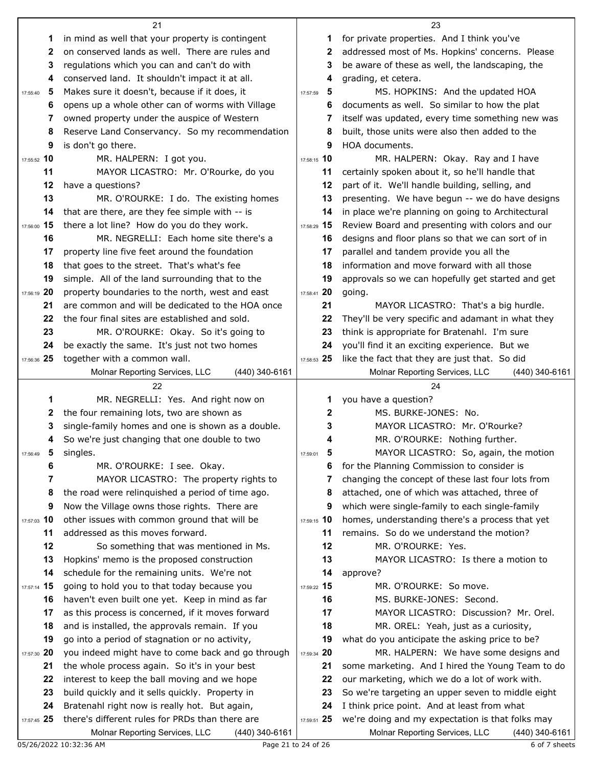in mind as well that your property is contingent on conserved lands as well. There are rules and regulations which you can and can't do with conserved land. It shouldn't impact it at all. Makes sure it doesn't, because if it does, it opens up a whole other can of worms with Village owned property under the auspice of Western Reserve Land Conservancy. So my recommendation is don't go there.

MR. HALPERN: I got you.

MAYOR LICASTRO: Mr. O'Rourke, do you have a questions?

MR. O'ROURKE: I do. The existing homes that are there, are they fee simple with -- is there a lot line? How do you do they work.

MR. NEGRELLI: Each home site there's a property line five feet around the foundation that goes to the street. That's what's fee simple. All of the land surrounding that to the property boundaries to the north, west and east are common and will be dedicated to the HOA once the four final sites are established and sold.

MR. O'ROURKE: Okay. So it's going to be exactly the same. It's just not two homes together with a common wall.

MR. NEGRELLI: Yes. And right now on the four remaining lots, two are shown as single-family homes and one is shown as a double. So we're just changing that one double to two singles.

MR. O'ROURKE: I see. Okay.

MAYOR LICASTRO: The property rights to the road were relinquished a period of time ago. Now the Village owns those rights. There are other issues with common ground that will be addressed as this moves forward.

So something that was mentioned in Ms. Hopkins' memo is the proposed construction schedule for the remaining units. We're not going to hold you to that today because you haven't even built one yet. Keep in mind as far as this process is concerned, if it moves forward and is installed, the approvals remain. If you go into a period of stagnation or no activity, you indeed might have to come back and go through the whole process again. So it's in your best interest to keep the ball moving and we hope build quickly and it sells quickly. Property in Bratenahl right now is really hot. But again, there's different rules for PRDs than there are for private properties. And I think you've addressed most of Ms. Hopkins' concerns. Please be aware of these as well, the landscaping, the grading, et cetera.

MS. HOPKINS: And the updated HOA documents as well. So similar to how the plat itself was updated, every time something new was built, those units were also then added to the HOA documents.

MR. HALPERN: Okay. Ray and I have certainly spoken about it, so he'll handle that part of it. We'll handle building, selling, and presenting. We have begun -- we do have designs in place we're planning on going to Architectural Review Board and presenting with colors and our designs and floor plans so that we can sort of in parallel and tandem provide you all the information and move forward with all those approvals so we can hopefully get started and get going.

MAYOR LICASTRO: That's a big hurdle. They'll be very specific and adamant in what they think is appropriate for Bratenahl. I'm sure you'll find it an exciting experience. But we like the fact that they are just that. So did you have a question?

MS. BURKE-JONES: No.

MAYOR LICASTRO: Mr. O'Rourke?

MR. O'ROURKE: Nothing further.

MAYOR LICASTRO: So, again, the motion for the Planning Commission to consider is changing the concept of these last four lots from attached, one of which was attached, three of which were single-family to each single-family homes, understanding there's a process that yet remains. So do we understand the motion?

MR. O'ROURKE: Yes.

MAYOR LICASTRO: Is there a motion to approve?

MR. O'ROURKE: So move.

MS. BURKE-JONES: Second.

MAYOR LICASTRO: Discussion? Mr. Orel.

MR. OREL: Yeah, just as a curiosity, what do you anticipate the asking price to be?

MR. HALPERN: We have some designs and some marketing. And I hired the Young Team to do our marketing, which we do a lot of work with. So we're targeting an upper seven to middle eight I think price point. And at least from what we're doing and my expectation is that folks may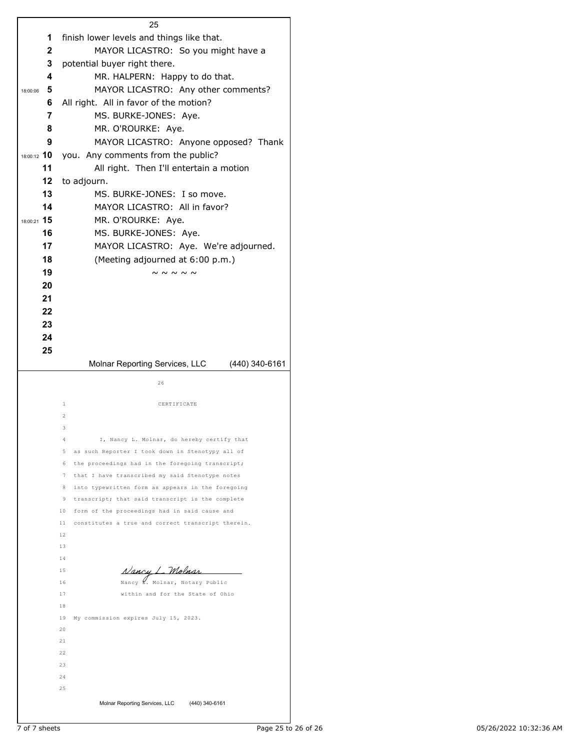finish lower levels and things like that.

MAYOR LICASTRO: So you might have a potential buyer right there.

MR. HALPERN: Happy to do that.

MAYOR LICASTRO: Any other comments? All right. All in favor of the motion?

MS. BURKE-JONES: Aye.

MR. O'ROURKE: Aye.

MAYOR LICASTRO: Anyone opposed? Thank you. Any comments from the public?

All right. Then I'll entertain a motion to adjourn.

MS. BURKE-JONES: I so move.

MAYOR LICASTRO: All in favor?

MR. O'ROURKE: Aye.

MS. BURKE-JONES: Aye.

MAYOR LICASTRO: Aye. We're adjourned.

(Meeting adjourned at 6:00 p.m.)

~ ~ ~ ~ ~

CERTIFICATE

I, Nancy L. Molnar, do hereby certify that as such Reporter I took down in Stenotypy all of the proceedings had in the foregoing transcript; that I have transcribed my said Stenotype notes into typewritten form as appears in the foregoing transcript; that said transcript is the complete form of the proceedings had in said cause and constitutes a true and correct transcript therein.

*Nancy L. Molnar*

Nancy L. Molnar, Notary Public
within and for the State of Ohio

My commission expires July 15, 2023.